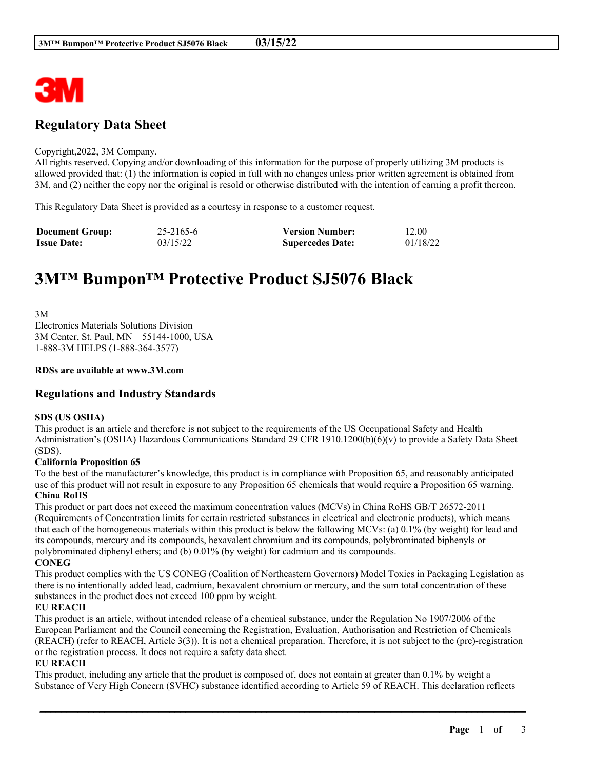# Regulatory Data Sheet

Copyright,2022, 3M Company.
All rights reserved. Copying and/or downloading of this information for the purpose of properly utilizing 3M products is allowed provided that: (1) the information is copied in full with no changes unless prior written agreement is obtained from 3M, and (2) neither the copy nor the original is resold or otherwise distributed with the intention of earning a profit thereon.

This Regulatory Data Sheet is provided as a courtesy in response to a customer request.

| | | | |
|---|---|---|---|
| **Document Group:** | 25-2165-6 | **Version Number:** | 12.00 |
| **Issue Date:** | 03/15/22 | **Supercedes Date:** | 01/18/22 |

# 3M™ Bumpon™ Protective Product SJ5076 Black

3M
Electronics Materials Solutions Division
3M Center, St. Paul, MN 55144-1000, USA
1-888-3M HELPS (1-888-364-3577)

**RDSs are available at www.3M.com**

## Regulations and Industry Standards

**SDS (US OSHA)**
This product is an article and therefore is not subject to the requirements of the US Occupational Safety and Health Administration's (OSHA) Hazardous Communications Standard 29 CFR 1910.1200(b)(6)(v) to provide a Safety Data Sheet (SDS).

**California Proposition 65**
To the best of the manufacturer's knowledge, this product is in compliance with Proposition 65, and reasonably anticipated use of this product will not result in exposure to any Proposition 65 chemicals that would require a Proposition 65 warning.

**China RoHS**
This product or part does not exceed the maximum concentration values (MCVs) in China RoHS GB/T 26572-2011 (Requirements of Concentration limits for certain restricted substances in electrical and electronic products), which means that each of the homogeneous materials within this product is below the following MCVs: (a) 0.1% (by weight) for lead and its compounds, mercury and its compounds, hexavalent chromium and its compounds, polybrominated biphenyls or polybrominated diphenyl ethers; and (b) 0.01% (by weight) for cadmium and its compounds.

**CONEG**
This product complies with the US CONEG (Coalition of Northeastern Governors) Model Toxics in Packaging Legislation as there is no intentionally added lead, cadmium, hexavalent chromium or mercury, and the sum total concentration of these substances in the product does not exceed 100 ppm by weight.

**EU REACH**
This product is an article, without intended release of a chemical substance, under the Regulation No 1907/2006 of the European Parliament and the Council concerning the Registration, Evaluation, Authorisation and Restriction of Chemicals (REACH) (refer to REACH, Article 3(3)). It is not a chemical preparation. Therefore, it is not subject to the (pre)-registration or the registration process. It does not require a safety data sheet.

**EU REACH**
This product, including any article that the product is composed of, does not contain at greater than 0.1% by weight a Substance of Very High Concern (SVHC) substance identified according to Article 59 of REACH. This declaration reflects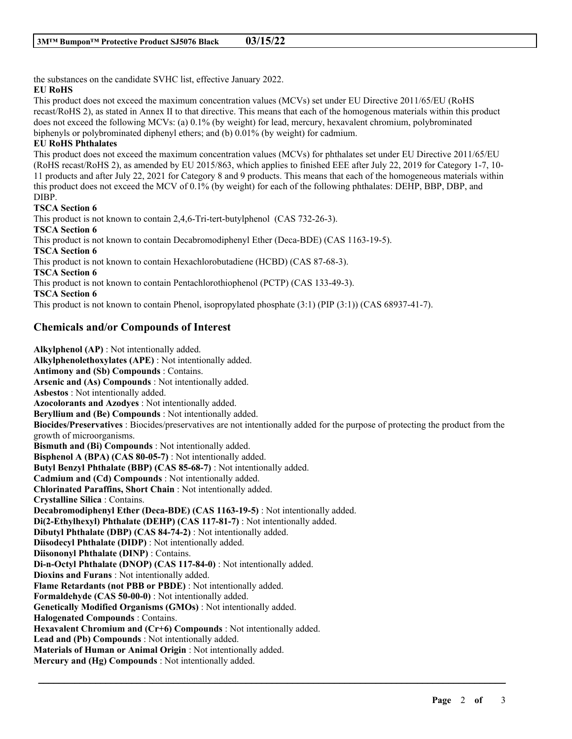the substances on the candidate SVHC list, effective January 2022.

**EU RoHS**

This product does not exceed the maximum concentration values (MCVs) set under EU Directive 2011/65/EU (RoHS recast/RoHS 2), as stated in Annex II to that directive. This means that each of the homogenous materials within this product does not exceed the following MCVs: (a) 0.1% (by weight) for lead, mercury, hexavalent chromium, polybrominated biphenyls or polybrominated diphenyl ethers; and (b) 0.01% (by weight) for cadmium.

**EU RoHS Phthalates**

This product does not exceed the maximum concentration values (MCVs) for phthalates set under EU Directive 2011/65/EU (RoHS recast/RoHS 2), as amended by EU 2015/863, which applies to finished EEE after July 22, 2019 for Category 1-7, 10-11 products and after July 22, 2021 for Category 8 and 9 products. This means that each of the homogeneous materials within this product does not exceed the MCV of 0.1% (by weight) for each of the following phthalates: DEHP, BBP, DBP, and DIBP.

**TSCA Section 6**

This product is not known to contain 2,4,6-Tri-tert-butylphenol (CAS 732-26-3).

**TSCA Section 6**

This product is not known to contain Decabromodiphenyl Ether (Deca-BDE) (CAS 1163-19-5).

**TSCA Section 6**

This product is not known to contain Hexachlorobutadiene (HCBD) (CAS 87-68-3).

**TSCA Section 6**

This product is not known to contain Pentachlorothiophenol (PCTP) (CAS 133-49-3).

**TSCA Section 6**

This product is not known to contain Phenol, isopropylated phosphate (3:1) (PIP (3:1)) (CAS 68937-41-7).

## Chemicals and/or Compounds of Interest

**Alkylphenol (AP)** : Not intentionally added.
**Alkylphenolethoxylates (APE)** : Not intentionally added.
**Antimony and (Sb) Compounds** : Contains.
**Arsenic and (As) Compounds** : Not intentionally added.
**Asbestos** : Not intentionally added.
**Azocolorants and Azodyes** : Not intentionally added.
**Beryllium and (Be) Compounds** : Not intentionally added.
**Biocides/Preservatives** : Biocides/preservatives are not intentionally added for the purpose of protecting the product from the growth of microorganisms.
**Bismuth and (Bi) Compounds** : Not intentionally added.
**Bisphenol A (BPA) (CAS 80-05-7)** : Not intentionally added.
**Butyl Benzyl Phthalate (BBP) (CAS 85-68-7)** : Not intentionally added.
**Cadmium and (Cd) Compounds** : Not intentionally added.
**Chlorinated Paraffins, Short Chain** : Not intentionally added.
**Crystalline Silica** : Contains.
**Decabromodiphenyl Ether (Deca-BDE) (CAS 1163-19-5)** : Not intentionally added.
**Di(2-Ethylhexyl) Phthalate (DEHP) (CAS 117-81-7)** : Not intentionally added.
**Dibutyl Phthalate (DBP) (CAS 84-74-2)** : Not intentionally added.
**Diisodecyl Phthalate (DIDP)** : Not intentionally added.
**Diisononyl Phthalate (DINP)** : Contains.
**Di-n-Octyl Phthalate (DNOP) (CAS 117-84-0)** : Not intentionally added.
**Dioxins and Furans** : Not intentionally added.
**Flame Retardants (not PBB or PBDE)** : Not intentionally added.
**Formaldehyde (CAS 50-00-0)** : Not intentionally added.
**Genetically Modified Organisms (GMOs)** : Not intentionally added.
**Halogenated Compounds** : Contains.
**Hexavalent Chromium and (Cr+6) Compounds** : Not intentionally added.
**Lead and (Pb) Compounds** : Not intentionally added.
**Materials of Human or Animal Origin** : Not intentionally added.
**Mercury and (Hg) Compounds** : Not intentionally added.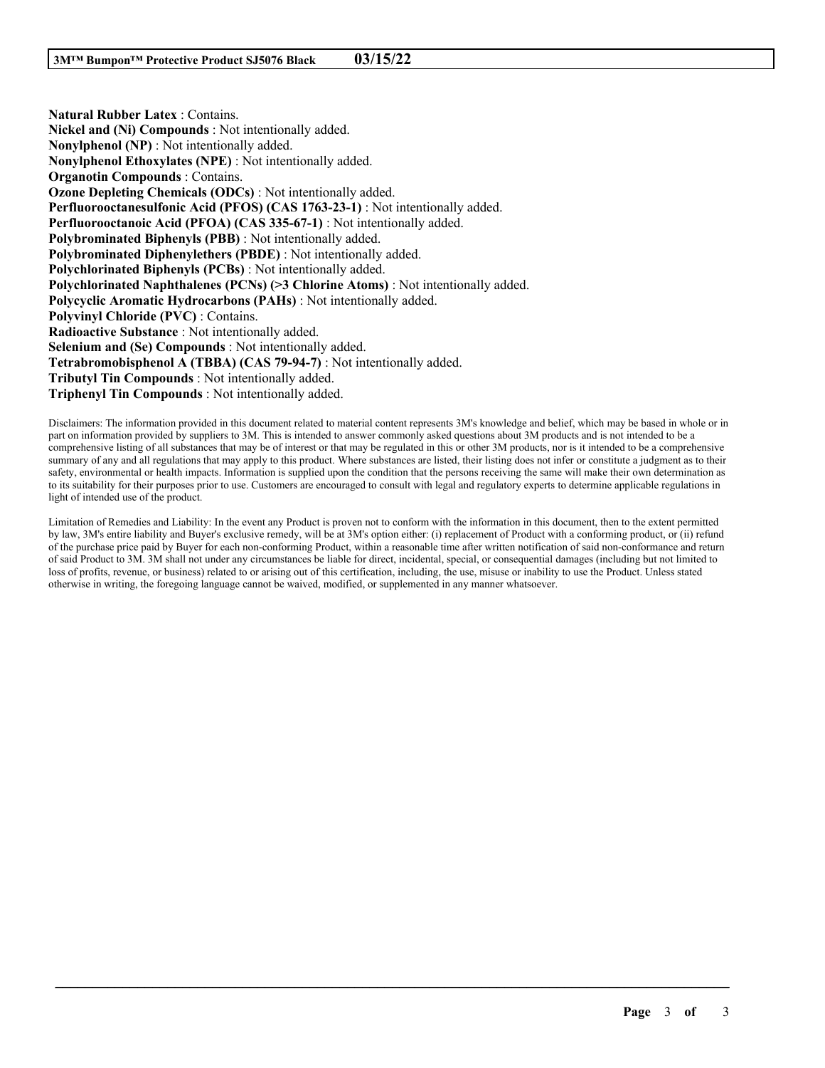**Natural Rubber Latex** : Contains.
**Nickel and (Ni) Compounds** : Not intentionally added.
**Nonylphenol (NP)** : Not intentionally added.
**Nonylphenol Ethoxylates (NPE)** : Not intentionally added.
**Organotin Compounds** : Contains.
**Ozone Depleting Chemicals (ODCs)** : Not intentionally added.
**Perfluorooctanesulfonic Acid (PFOS) (CAS 1763-23-1)** : Not intentionally added.
**Perfluorooctanoic Acid (PFOA) (CAS 335-67-1)** : Not intentionally added.
**Polybrominated Biphenyls (PBB)** : Not intentionally added.
**Polybrominated Diphenylethers (PBDE)** : Not intentionally added.
**Polychlorinated Biphenyls (PCBs)** : Not intentionally added.
**Polychlorinated Naphthalenes (PCNs) (>3 Chlorine Atoms)** : Not intentionally added.
**Polycyclic Aromatic Hydrocarbons (PAHs)** : Not intentionally added.
**Polyvinyl Chloride (PVC)** : Contains.
**Radioactive Substance** : Not intentionally added.
**Selenium and (Se) Compounds** : Not intentionally added.
**Tetrabromobisphenol A (TBBA) (CAS 79-94-7)** : Not intentionally added.
**Tributyl Tin Compounds** : Not intentionally added.
**Triphenyl Tin Compounds** : Not intentionally added.

Disclaimers: The information provided in this document related to material content represents 3M's knowledge and belief, which may be based in whole or in part on information provided by suppliers to 3M. This is intended to answer commonly asked questions about 3M products and is not intended to be a comprehensive listing of all substances that may be of interest or that may be regulated in this or other 3M products, nor is it intended to be a comprehensive summary of any and all regulations that may apply to this product. Where substances are listed, their listing does not infer or constitute a judgment as to their safety, environmental or health impacts. Information is supplied upon the condition that the persons receiving the same will make their own determination as to its suitability for their purposes prior to use. Customers are encouraged to consult with legal and regulatory experts to determine applicable regulations in light of intended use of the product.

Limitation of Remedies and Liability: In the event any Product is proven not to conform with the information in this document, then to the extent permitted by law, 3M's entire liability and Buyer's exclusive remedy, will be at 3M's option either: (i) replacement of Product with a conforming product, or (ii) refund of the purchase price paid by Buyer for each non-conforming Product, within a reasonable time after written notification of said non-conformance and return of said Product to 3M. 3M shall not under any circumstances be liable for direct, incidental, special, or consequential damages (including but not limited to loss of profits, revenue, or business) related to or arising out of this certification, including, the use, misuse or inability to use the Product. Unless stated otherwise in writing, the foregoing language cannot be waived, modified, or supplemented in any manner whatsoever.